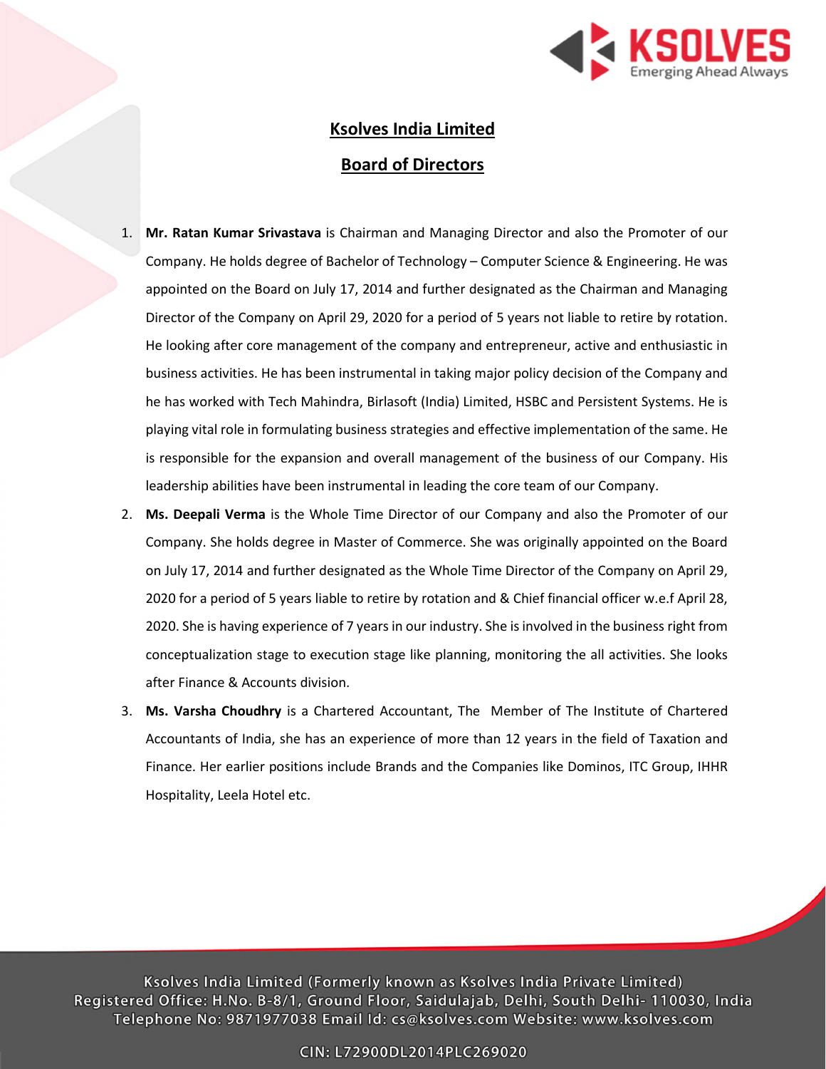# Ksolves India Limited

## Board of Directors

1. **Mr. Ratan Kumar Srivastava** is Chairman and Managing Director and also the Promoter of our Company. He holds degree of Bachelor of Technology – Computer Science & Engineering. He was appointed on the Board on July 17, 2014 and further designated as the Chairman and Managing Director of the Company on April 29, 2020 for a period of 5 years not liable to retire by rotation. He looking after core management of the company and entrepreneur, active and enthusiastic in business activities. He has been instrumental in taking major policy decision of the Company and he has worked with Tech Mahindra, Birlasoft (India) Limited, HSBC and Persistent Systems. He is playing vital role in formulating business strategies and effective implementation of the same. He is responsible for the expansion and overall management of the business of our Company. His leadership abilities have been instrumental in leading the core team of our Company.
2. **Ms. Deepali Verma** is the Whole Time Director of our Company and also the Promoter of our Company. She holds degree in Master of Commerce. She was originally appointed on the Board on July 17, 2014 and further designated as the Whole Time Director of the Company on April 29, 2020 for a period of 5 years liable to retire by rotation and & Chief financial officer w.e.f April 28, 2020. She is having experience of 7 years in our industry. She is involved in the business right from conceptualization stage to execution stage like planning, monitoring the all activities. She looks after Finance & Accounts division.
3. **Ms. Varsha Choudhry** is a Chartered Accountant, The Member of The Institute of Chartered Accountants of India, she has an experience of more than 12 years in the field of Taxation and Finance. Her earlier positions include Brands and the Companies like Dominos, ITC Group, IHHR Hospitality, Leela Hotel etc.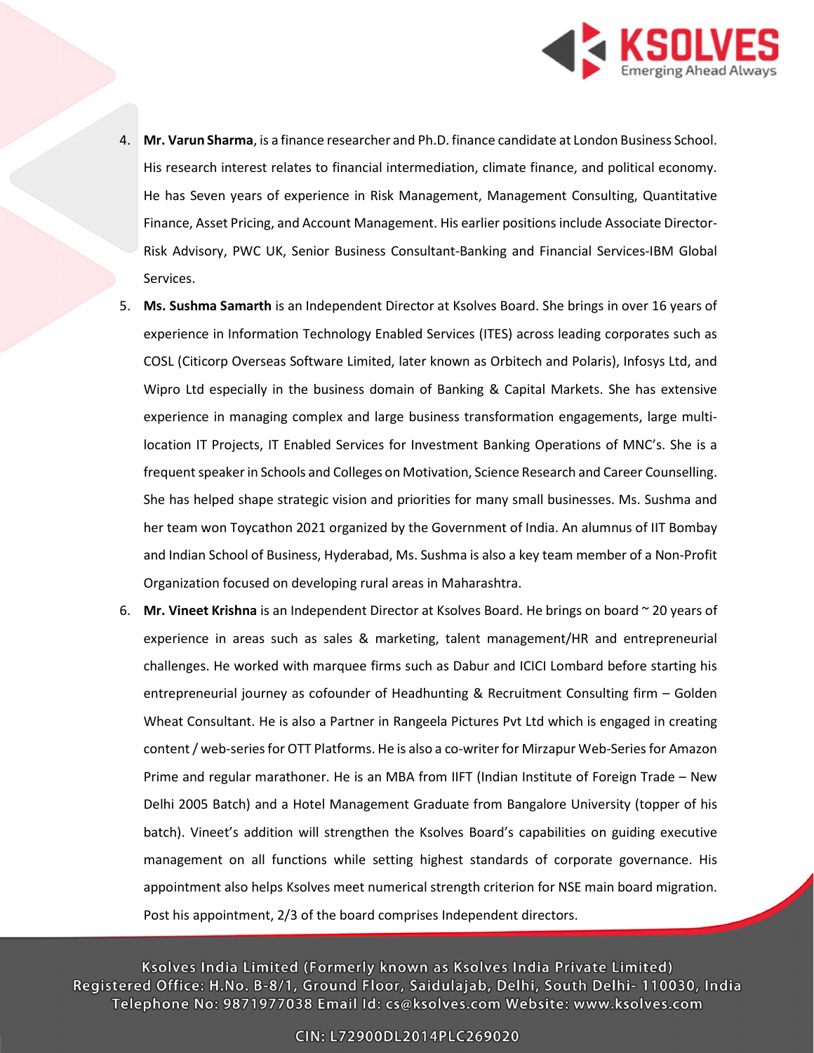4. **Mr. Varun Sharma**, is a finance researcher and Ph.D. finance candidate at London Business School. His research interest relates to financial intermediation, climate finance, and political economy. He has Seven years of experience in Risk Management, Management Consulting, Quantitative Finance, Asset Pricing, and Account Management. His earlier positions include Associate Director-Risk Advisory, PWC UK, Senior Business Consultant-Banking and Financial Services-IBM Global Services.
5. **Ms. Sushma Samarth** is an Independent Director at Ksolves Board. She brings in over 16 years of experience in Information Technology Enabled Services (ITES) across leading corporates such as COSL (Citicorp Overseas Software Limited, later known as Orbitech and Polaris), Infosys Ltd, and Wipro Ltd especially in the business domain of Banking & Capital Markets. She has extensive experience in managing complex and large business transformation engagements, large multi-location IT Projects, IT Enabled Services for Investment Banking Operations of MNC's. She is a frequent speaker in Schools and Colleges on Motivation, Science Research and Career Counselling. She has helped shape strategic vision and priorities for many small businesses. Ms. Sushma and her team won Toycathon 2021 organized by the Government of India. An alumnus of IIT Bombay and Indian School of Business, Hyderabad, Ms. Sushma is also a key team member of a Non-Profit Organization focused on developing rural areas in Maharashtra.
6. **Mr. Vineet Krishna** is an Independent Director at Ksolves Board. He brings on board ~ 20 years of experience in areas such as sales & marketing, talent management/HR and entrepreneurial challenges. He worked with marquee firms such as Dabur and ICICI Lombard before starting his entrepreneurial journey as cofounder of Headhunting & Recruitment Consulting firm – Golden Wheat Consultant. He is also a Partner in Rangeela Pictures Pvt Ltd which is engaged in creating content / web-series for OTT Platforms. He is also a co-writer for Mirzapur Web-Series for Amazon Prime and regular marathoner. He is an MBA from IIFT (Indian Institute of Foreign Trade – New Delhi 2005 Batch) and a Hotel Management Graduate from Bangalore University (topper of his batch). Vineet's addition will strengthen the Ksolves Board's capabilities on guiding executive management on all functions while setting highest standards of corporate governance. His appointment also helps Ksolves meet numerical strength criterion for NSE main board migration. Post his appointment, 2/3 of the board comprises Independent directors.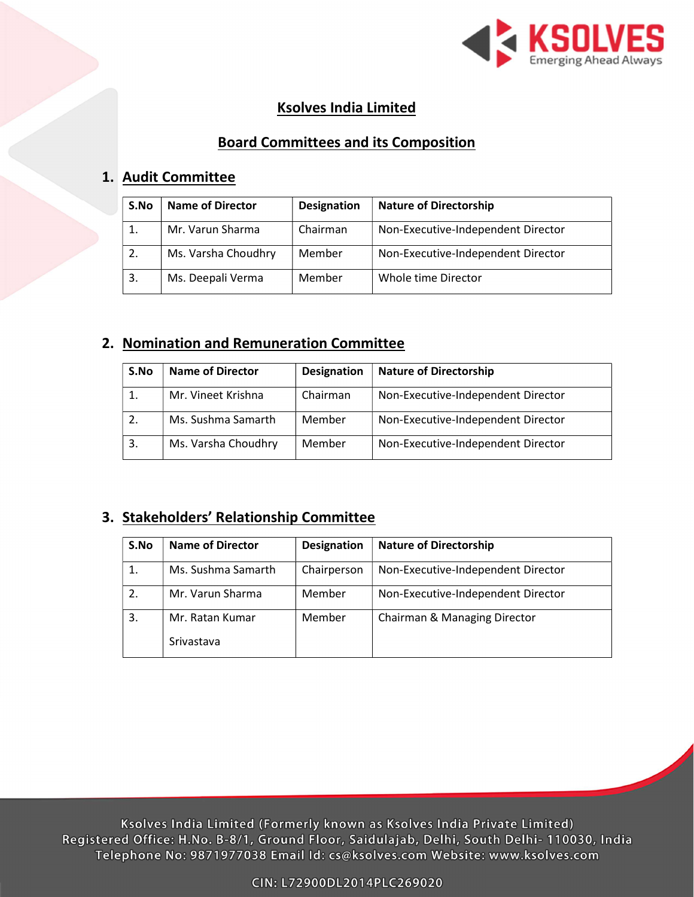# Ksolves India Limited

## Board Committees and its Composition

### 1. Audit Committee

| S.No | Name of Director | Designation | Nature of Directorship |
|---|---|---|---|
| 1. | Mr. Varun Sharma | Chairman | Non-Executive-Independent Director |
| 2. | Ms. Varsha Choudhry | Member | Non-Executive-Independent Director |
| 3. | Ms. Deepali Verma | Member | Whole time Director |

### 2. Nomination and Remuneration Committee

| S.No | Name of Director | Designation | Nature of Directorship |
|---|---|---|---|
| 1. | Mr. Vineet Krishna | Chairman | Non-Executive-Independent Director |
| 2. | Ms. Sushma Samarth | Member | Non-Executive-Independent Director |
| 3. | Ms. Varsha Choudhry | Member | Non-Executive-Independent Director |

### 3. Stakeholders' Relationship Committee

| S.No | Name of Director | Designation | Nature of Directorship |
|---|---|---|---|
| 1. | Ms. Sushma Samarth | Chairperson | Non-Executive-Independent Director |
| 2. | Mr. Varun Sharma | Member | Non-Executive-Independent Director |
| 3. | Mr. Ratan Kumar Srivastava | Member | Chairman & Managing Director |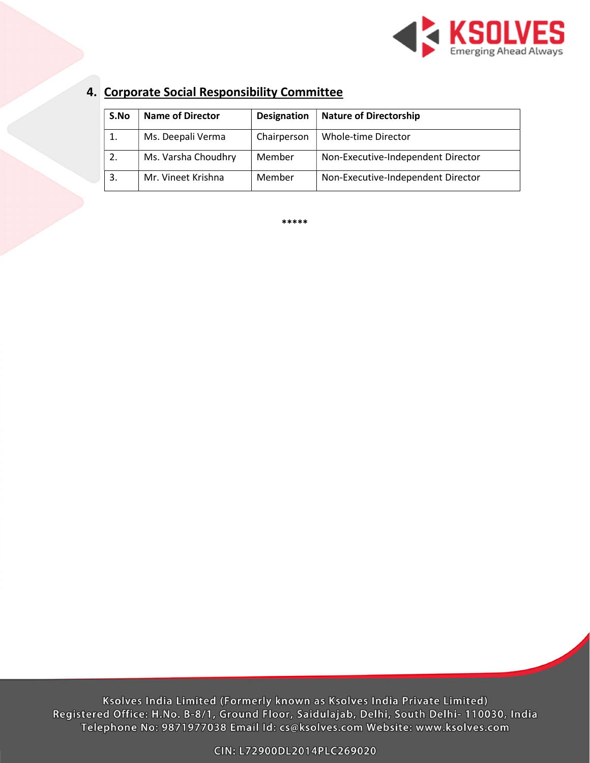## 4. Corporate Social Responsibility Committee

| S.No | Name of Director | Designation | Nature of Directorship |
|---|---|---|---|
| 1. | Ms. Deepali Verma | Chairperson | Whole-time Director |
| 2. | Ms. Varsha Choudhry | Member | Non-Executive-Independent Director |
| 3. | Mr. Vineet Krishna | Member | Non-Executive-Independent Director |

*****